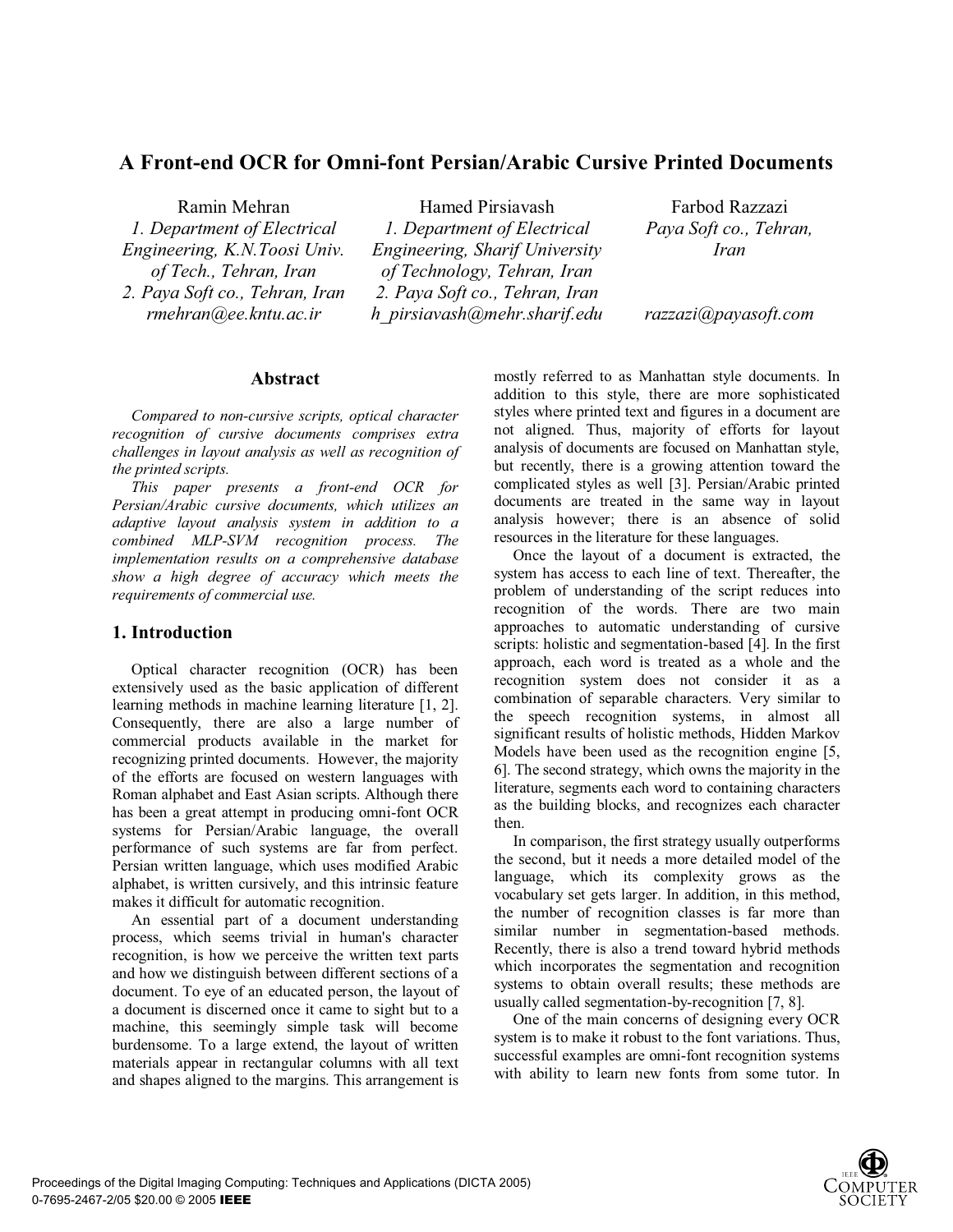# A Front-end OCR for Omni-font Persian/Arabic Cursive Printed Documents

Ramin Mehran
*1. Department of Electrical Engineering, K.N.Toosi Univ. of Tech., Tehran, Iran*
*2. Paya Soft co., Tehran, Iran*
*rmehran@ee.kntu.ac.ir*

Hamed Pirsiavash
*1. Department of Electrical Engineering, Sharif University of Technology, Tehran, Iran*
*2. Paya Soft co., Tehran, Iran*
*h_pirsiavash@mehr.sharif.edu*

Farbod Razzazi
*Paya Soft co., Tehran, Iran*
*razzazi@payasoft.com*

## Abstract

*Compared to non-cursive scripts, optical character recognition of cursive documents comprises extra challenges in layout analysis as well as recognition of the printed scripts.*

*This paper presents a front-end OCR for Persian/Arabic cursive documents, which utilizes an adaptive layout analysis system in addition to a combined MLP-SVM recognition process. The implementation results on a comprehensive database show a high degree of accuracy which meets the requirements of commercial use.*

## 1. Introduction

Optical character recognition (OCR) has been extensively used as the basic application of different learning methods in machine learning literature [1, 2]. Consequently, there are also a large number of commercial products available in the market for recognizing printed documents. However, the majority of the efforts are focused on western languages with Roman alphabet and East Asian scripts. Although there has been a great attempt in producing omni-font OCR systems for Persian/Arabic language, the overall performance of such systems are far from perfect. Persian written language, which uses modified Arabic alphabet, is written cursively, and this intrinsic feature makes it difficult for automatic recognition.

An essential part of a document understanding process, which seems trivial in human's character recognition, is how we perceive the written text parts and how we distinguish between different sections of a document. To eye of an educated person, the layout of a document is discerned once it came to sight but to a machine, this seemingly simple task will become burdensome. To a large extend, the layout of written materials appear in rectangular columns with all text and shapes aligned to the margins. This arrangement is mostly referred to as Manhattan style documents. In addition to this style, there are more sophisticated styles where printed text and figures in a document are not aligned. Thus, majority of efforts for layout analysis of documents are focused on Manhattan style, but recently, there is a growing attention toward the complicated styles as well [3]. Persian/Arabic printed documents are treated in the same way in layout analysis however; there is an absence of solid resources in the literature for these languages.

Once the layout of a document is extracted, the system has access to each line of text. Thereafter, the problem of understanding of the script reduces into recognition of the words. There are two main approaches to automatic understanding of cursive scripts: holistic and segmentation-based [4]. In the first approach, each word is treated as a whole and the recognition system does not consider it as a combination of separable characters. Very similar to the speech recognition systems, in almost all significant results of holistic methods, Hidden Markov Models have been used as the recognition engine [5, 6]. The second strategy, which owns the majority in the literature, segments each word to containing characters as the building blocks, and recognizes each character then.

In comparison, the first strategy usually outperforms the second, but it needs a more detailed model of the language, which its complexity grows as the vocabulary set gets larger. In addition, in this method, the number of recognition classes is far more than similar number in segmentation-based methods. Recently, there is also a trend toward hybrid methods which incorporates the segmentation and recognition systems to obtain overall results; these methods are usually called segmentation-by-recognition [7, 8].

One of the main concerns of designing every OCR system is to make it robust to the font variations. Thus, successful examples are omni-font recognition systems with ability to learn new fonts from some tutor. In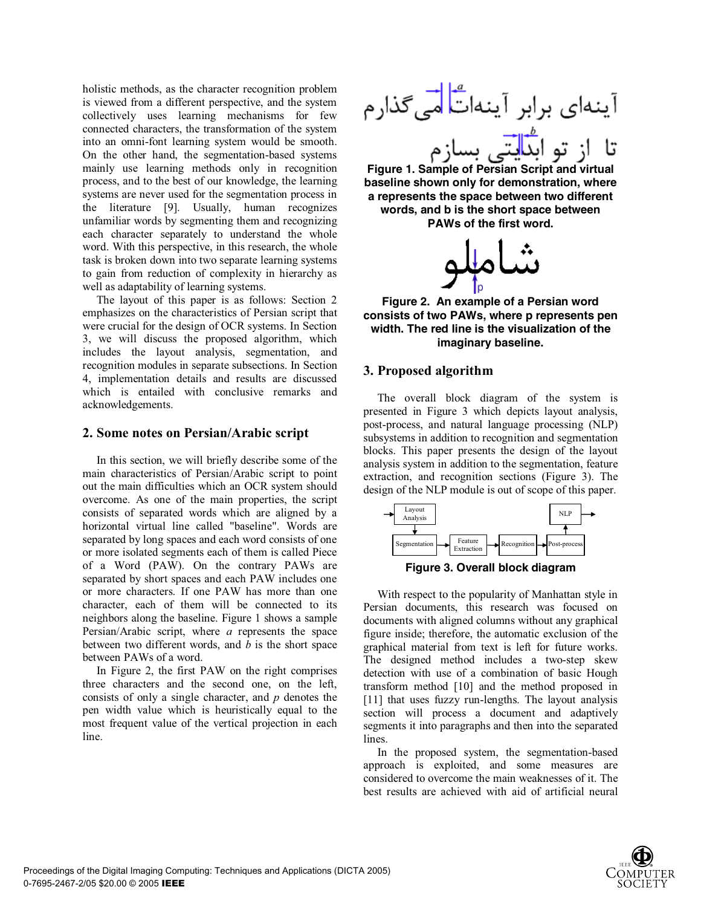holistic methods, as the character recognition problem is viewed from a different perspective, and the system collectively uses learning mechanisms for few connected characters, the transformation of the system into an omni-font learning system would be smooth. On the other hand, the segmentation-based systems mainly use learning methods only in recognition process, and to the best of our knowledge, the learning systems are never used for the segmentation process in the literature [9]. Usually, human recognizes unfamiliar words by segmenting them and recognizing each character separately to understand the whole word. With this perspective, in this research, the whole task is broken down into two separate learning systems to gain from reduction of complexity in hierarchy as well as adaptability of learning systems.

The layout of this paper is as follows: Section 2 emphasizes on the characteristics of Persian script that were crucial for the design of OCR systems. In Section 3, we will discuss the proposed algorithm, which includes the layout analysis, segmentation, and recognition modules in separate subsections. In Section 4, implementation details and results are discussed which is entailed with conclusive remarks and acknowledgements.

## 2. Some notes on Persian/Arabic script

In this section, we will briefly describe some of the main characteristics of Persian/Arabic script to point out the main difficulties which an OCR system should overcome. As one of the main properties, the script consists of separated words which are aligned by a horizontal virtual line called "baseline". Words are separated by long spaces and each word consists of one or more isolated segments each of them is called Piece of a Word (PAW). On the contrary PAWs are separated by short spaces and each PAW includes one or more characters. If one PAW has more than one character, each of them will be connected to its neighbors along the baseline. Figure 1 shows a sample Persian/Arabic script, where *a* represents the space between two different words, and *b* is the short space between PAWs of a word.

In Figure 2, the first PAW on the right comprises three characters and the second one, on the left, consists of only a single character, and *p* denotes the pen width value which is heuristically equal to the most frequent value of the vertical projection in each line.

آینه‌ای برابر آینه‌ات می‌گذارم

تا از تو ابدیتی بسازم

**Figure 1. Sample of Persian Script and virtual baseline shown only for demonstration, where a represents the space between two different words, and b is the short space between PAWs of the first word.**

شاملو

**Figure 2. An example of a Persian word consists of two PAWs, where p represents pen width. The red line is the visualization of the imaginary baseline.**

## 3. Proposed algorithm

The overall block diagram of the system is presented in Figure 3 which depicts layout analysis, post-process, and natural language processing (NLP) subsystems in addition to recognition and segmentation blocks. This paper presents the design of the layout analysis system in addition to the segmentation, feature extraction, and recognition sections (Figure 3). The design of the NLP module is out of scope of this paper.

Layout Analysis
Segmentation
Feature Extraction
Recognition
Post-process
NLP

**Figure 3. Overall block diagram**

With respect to the popularity of Manhattan style in Persian documents, this research was focused on documents with aligned columns without any graphical figure inside; therefore, the automatic exclusion of the graphical material from text is left for future works. The designed method includes a two-step skew detection with use of a combination of basic Hough transform method [10] and the method proposed in [11] that uses fuzzy run-lengths. The layout analysis section will process a document and adaptively segments it into paragraphs and then into the separated lines.

In the proposed system, the segmentation-based approach is exploited, and some measures are considered to overcome the main weaknesses of it. The best results are achieved with aid of artificial neural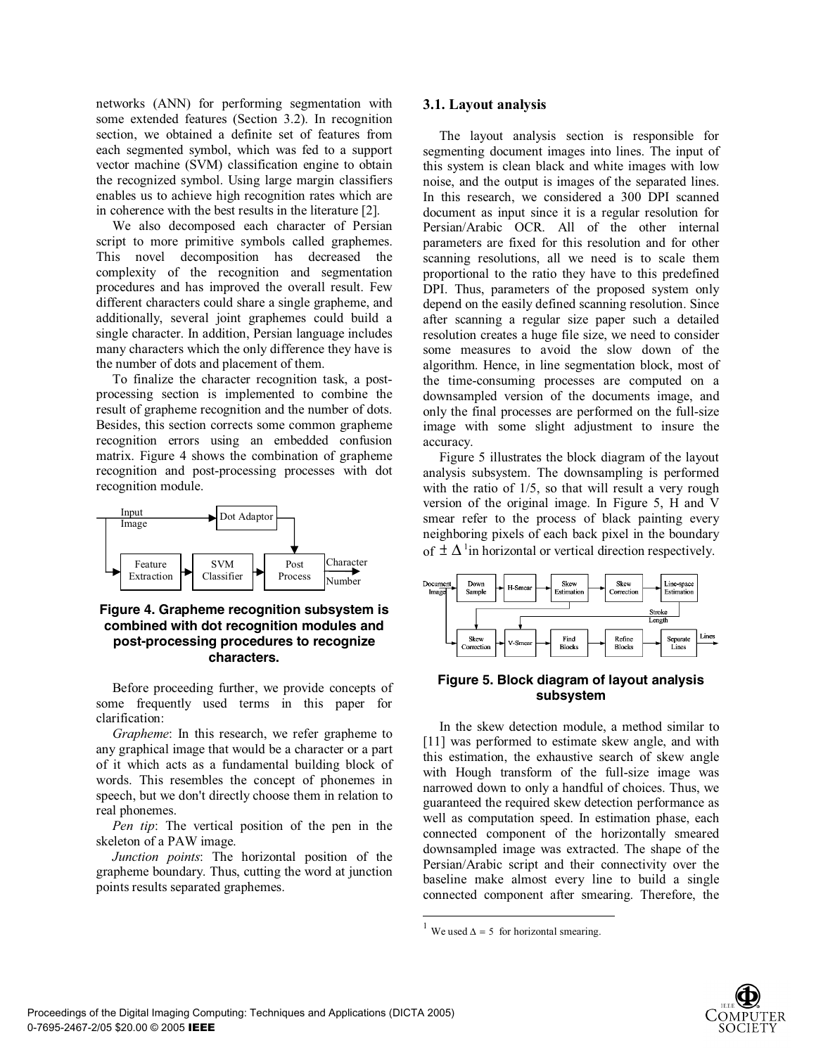networks (ANN) for performing segmentation with some extended features (Section 3.2). In recognition section, we obtained a definite set of features from each segmented symbol, which was fed to a support vector machine (SVM) classification engine to obtain the recognized symbol. Using large margin classifiers enables us to achieve high recognition rates which are in coherence with the best results in the literature [2].

We also decomposed each character of Persian script to more primitive symbols called graphemes. This novel decomposition has decreased the complexity of the recognition and segmentation procedures and has improved the overall result. Few different characters could share a single grapheme, and additionally, several joint graphemes could build a single character. In addition, Persian language includes many characters which the only difference they have is the number of dots and placement of them.

To finalize the character recognition task, a post-processing section is implemented to combine the result of grapheme recognition and the number of dots. Besides, this section corrects some common grapheme recognition errors using an embedded confusion matrix. Figure 4 shows the combination of grapheme recognition and post-processing processes with dot recognition module.

**Figure 4. Grapheme recognition subsystem is combined with dot recognition modules and post-processing procedures to recognize characters.**

Before proceeding further, we provide concepts of some frequently used terms in this paper for clarification:

*Grapheme*: In this research, we refer grapheme to any graphical image that would be a character or a part of it which acts as a fundamental building block of words. This resembles the concept of phonemes in speech, but we don't directly choose them in relation to real phonemes.

*Pen tip*: The vertical position of the pen in the skeleton of a PAW image.

*Junction points*: The horizontal position of the grapheme boundary. Thus, cutting the word at junction points results separated graphemes.

### 3.1. Layout analysis

The layout analysis section is responsible for segmenting document images into lines. The input of this system is clean black and white images with low noise, and the output is images of the separated lines. In this research, we considered a 300 DPI scanned document as input since it is a regular resolution for Persian/Arabic OCR. All of the other internal parameters are fixed for this resolution and for other scanning resolutions, all we need is to scale them proportional to the ratio they have to this predefined DPI. Thus, parameters of the proposed system only depend on the easily defined scanning resolution. Since after scanning a regular size paper such a detailed resolution creates a huge file size, we need to consider some measures to avoid the slow down of the algorithm. Hence, in line segmentation block, most of the time-consuming processes are computed on a downsampled version of the documents image, and only the final processes are performed on the full-size image with some slight adjustment to insure the accuracy.

Figure 5 illustrates the block diagram of the layout analysis subsystem. The downsampling is performed with the ratio of 1/5, so that will result a very rough version of the original image. In Figure 5, H and V smear refer to the process of black painting every neighboring pixels of each back pixel in the boundary of $\pm \Delta$[1] in horizontal or vertical direction respectively.

**Figure 5. Block diagram of layout analysis subsystem**

In the skew detection module, a method similar to [11] was performed to estimate skew angle, and with this estimation, the exhaustive search of skew angle with Hough transform of the full-size image was narrowed down to only a handful of choices. Thus, we guaranteed the required skew detection performance as well as computation speed. In estimation phase, each connected component of the horizontally smeared downsampled image was extracted. The shape of the Persian/Arabic script and their connectivity over the baseline make almost every line to build a single connected component after smearing. Therefore, the

[1] We used $\Delta = 5$ for horizontal smearing.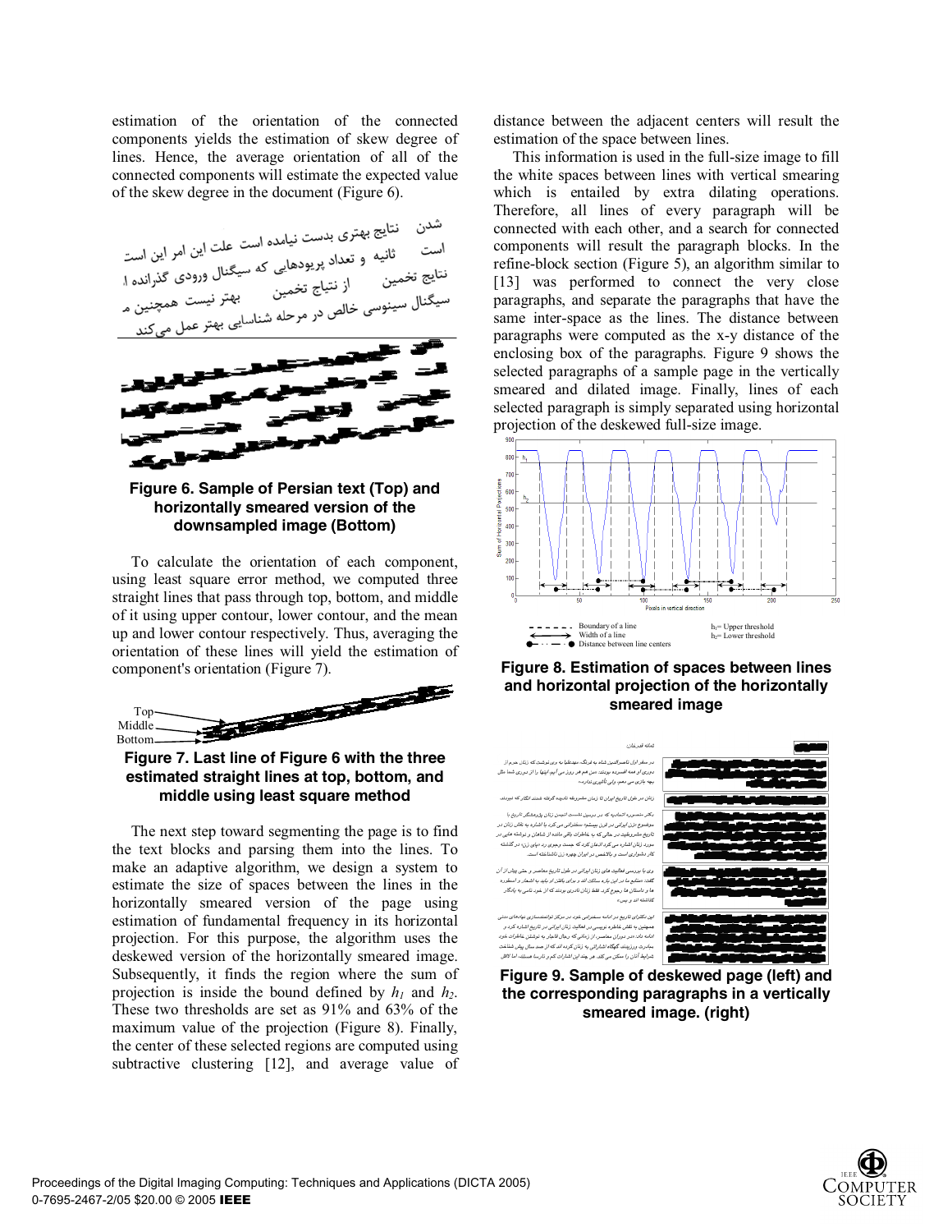estimation of the orientation of the connected components yields the estimation of skew degree of lines. Hence, the average orientation of all of the connected components will estimate the expected value of the skew degree in the document (Figure 6).

**Figure 6. Sample of Persian text (Top) and horizontally smeared version of the downsampled image (Bottom)**

To calculate the orientation of each component, using least square error method, we computed three straight lines that pass through top, bottom, and middle of it using upper contour, lower contour, and the mean up and lower contour respectively. Thus, averaging the orientation of these lines will yield the estimation of component's orientation (Figure 7).

**Figure 7. Last line of Figure 6 with the three estimated straight lines at top, bottom, and middle using least square method**

The next step toward segmenting the page is to find the text blocks and parsing them into the lines. To make an adaptive algorithm, we design a system to estimate the size of spaces between the lines in the horizontally smeared version of the page using estimation of fundamental frequency in its horizontal projection. For this purpose, the algorithm uses the deskewed version of the horizontally smeared image. Subsequently, it finds the region where the sum of projection is inside the bound defined by $h_1$ and $h_2$. These two thresholds are set as 91% and 63% of the maximum value of the projection (Figure 8). Finally, the center of these selected regions are computed using subtractive clustering [12], and average value of distance between the adjacent centers will result the estimation of the space between lines.

This information is used in the full-size image to fill the white spaces between lines with vertical smearing which is entailed by extra dilating operations. Therefore, all lines of every paragraph will be connected with each other, and a search for connected components will result the paragraph blocks. In the refine-block section (Figure 5), an algorithm similar to [13] was performed to connect the very close paragraphs, and separate the paragraphs that have the same inter-space as the lines. The distance between paragraphs were computed as the x-y distance of the enclosing box of the paragraphs. Figure 9 shows the selected paragraphs of a sample page in the vertically smeared and dilated image. Finally, lines of each selected paragraph is simply separated using horizontal projection of the deskewed full-size image.

**Figure 8. Estimation of spaces between lines and horizontal projection of the horizontally smeared image**

**Figure 9. Sample of deskewed page (left) and the corresponding paragraphs in a vertically smeared image. (right)**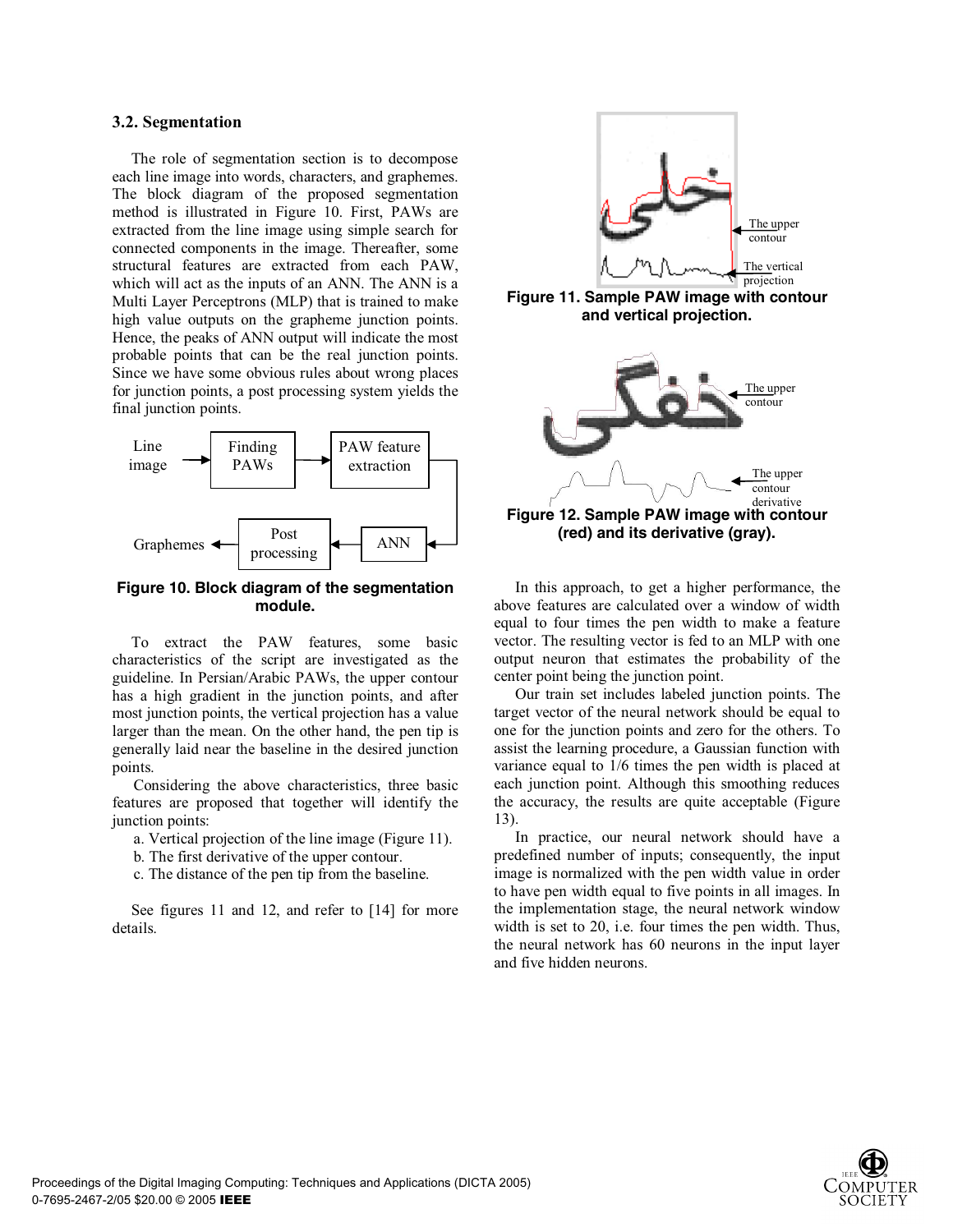### 3.2. Segmentation

The role of segmentation section is to decompose each line image into words, characters, and graphemes. The block diagram of the proposed segmentation method is illustrated in Figure 10. First, PAWs are extracted from the line image using simple search for connected components in the image. Thereafter, some structural features are extracted from each PAW, which will act as the inputs of an ANN. The ANN is a Multi Layer Perceptrons (MLP) that is trained to make high value outputs on the grapheme junction points. Hence, the peaks of ANN output will indicate the most probable points that can be the real junction points. Since we have some obvious rules about wrong places for junction points, a post processing system yields the final junction points.

Line image
Finding PAWs
PAW feature extraction
ANN
Post processing
Graphemes

**Figure 10. Block diagram of the segmentation module.**

To extract the PAW features, some basic characteristics of the script are investigated as the guideline. In Persian/Arabic PAWs, the upper contour has a high gradient in the junction points, and after most junction points, the vertical projection has a value larger than the mean. On the other hand, the pen tip is generally laid near the baseline in the desired junction points.

Considering the above characteristics, three basic features are proposed that together will identify the junction points:

a. Vertical projection of the line image (Figure 11).
b. The first derivative of the upper contour.
c. The distance of the pen tip from the baseline.

See figures 11 and 12, and refer to [14] for more details.

The upper contour
The vertical projection

**Figure 11. Sample PAW image with contour and vertical projection.**

The upper contour
The upper contour derivative

**Figure 12. Sample PAW image with contour (red) and its derivative (gray).**

In this approach, to get a higher performance, the above features are calculated over a window of width equal to four times the pen width to make a feature vector. The resulting vector is fed to an MLP with one output neuron that estimates the probability of the center point being the junction point.

Our train set includes labeled junction points. The target vector of the neural network should be equal to one for the junction points and zero for the others. To assist the learning procedure, a Gaussian function with variance equal to 1/6 times the pen width is placed at each junction point. Although this smoothing reduces the accuracy, the results are quite acceptable (Figure 13).

In practice, our neural network should have a predefined number of inputs; consequently, the input image is normalized with the pen width value in order to have pen width equal to five points in all images. In the implementation stage, the neural network window width is set to 20, i.e. four times the pen width. Thus, the neural network has 60 neurons in the input layer and five hidden neurons.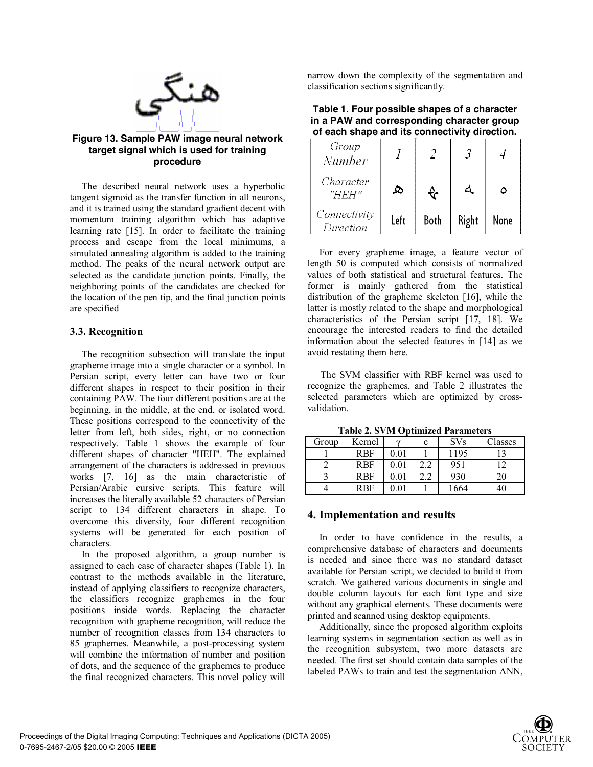Figure 13. Sample PAW image neural network target signal which is used for training procedure

The described neural network uses a hyperbolic tangent sigmoid as the transfer function in all neurons, and it is trained using the standard gradient decent with momentum training algorithm which has adaptive learning rate [15]. In order to facilitate the training process and escape from the local minimums, a simulated annealing algorithm is added to the training method. The peaks of the neural network output are selected as the candidate junction points. Finally, the neighboring points of the candidates are checked for the location of the pen tip, and the final junction points are specified

### 3.3. Recognition

The recognition subsection will translate the input grapheme image into a single character or a symbol. In Persian script, every letter can have two or four different shapes in respect to their position in their containing PAW. The four different positions are at the beginning, in the middle, at the end, or isolated word. These positions correspond to the connectivity of the letter from left, both sides, right, or no connection respectively. Table 1 shows the example of four different shapes of character "HEH". The explained arrangement of the characters is addressed in previous works [7, 16] as the main characteristic of Persian/Arabic cursive scripts. This feature will increases the literally available 52 characters of Persian script to 134 different characters in shape. To overcome this diversity, four different recognition systems will be generated for each position of characters.

In the proposed algorithm, a group number is assigned to each case of character shapes (Table 1). In contrast to the methods available in the literature, instead of applying classifiers to recognize characters, the classifiers recognize graphemes in the four positions inside words. Replacing the character recognition with grapheme recognition, will reduce the number of recognition classes from 134 characters to 85 graphemes. Meanwhile, a post-processing system will combine the information of number and position of dots, and the sequence of the graphemes to produce the final recognized characters. This novel policy will narrow down the complexity of the segmentation and classification sections significantly.

**Table 1. Four possible shapes of a character in a PAW and corresponding character group of each shape and its connectivity direction.**

| *Group Number* | *1* | *2* | *3* | *4* |
|---|---|---|---|---|
| *Character "HEH"* | ﻫ | ﻬ | ﻪ | ه |
| *Connectivity Direction* | Left | Both | Right | None |

For every grapheme image, a feature vector of length 50 is computed which consists of normalized values of both statistical and structural features. The former is mainly gathered from the statistical distribution of the grapheme skeleton [16], while the latter is mostly related to the shape and morphological characteristics of the Persian script [17, 18]. We encourage the interested readers to find the detailed information about the selected features in [14] as we avoid restating them here.

The SVM classifier with RBF kernel was used to recognize the graphemes, and Table 2 illustrates the selected parameters which are optimized by cross-validation.

**Table 2. SVM Optimized Parameters**

| Group | Kernel | $\gamma$ | c | SVs | Classes |
|---|---|---|---|---|---|
| 1 | RBF | 0.01 | 1 | 1195 | 13 |
| 2 | RBF | 0.01 | 2.2 | 951 | 12 |
| 3 | RBF | 0.01 | 2.2 | 930 | 20 |
| 4 | RBF | 0.01 | 1 | 1664 | 40 |

## 4. Implementation and results

In order to have confidence in the results, a comprehensive database of characters and documents is needed and since there was no standard dataset available for Persian script, we decided to build it from scratch. We gathered various documents in single and double column layouts for each font type and size without any graphical elements. These documents were printed and scanned using desktop equipments.

Additionally, since the proposed algorithm exploits learning systems in segmentation section as well as in the recognition subsystem, two more datasets are needed. The first set should contain data samples of the labeled PAWs to train and test the segmentation ANN,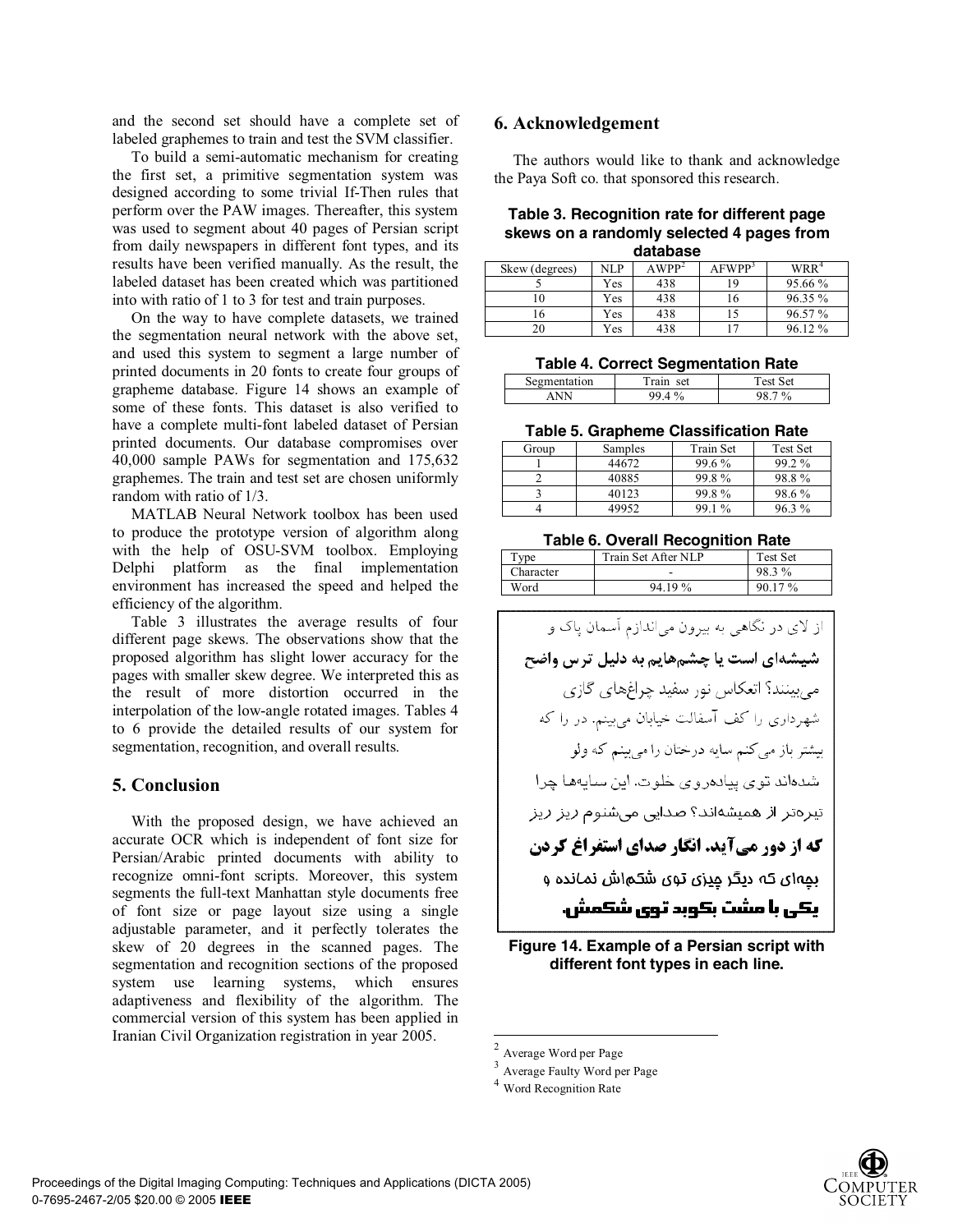and the second set should have a complete set of labeled graphemes to train and test the SVM classifier.

To build a semi-automatic mechanism for creating the first set, a primitive segmentation system was designed according to some trivial If-Then rules that perform over the PAW images. Thereafter, this system was used to segment about 40 pages of Persian script from daily newspapers in different font types, and its results have been verified manually. As the result, the labeled dataset has been created which was partitioned into with ratio of 1 to 3 for test and train purposes.

On the way to have complete datasets, we trained the segmentation neural network with the above set, and used this system to segment a large number of printed documents in 20 fonts to create four groups of grapheme database. Figure 14 shows an example of some of these fonts. This dataset is also verified to have a complete multi-font labeled dataset of Persian printed documents. Our database compromises over 40,000 sample PAWs for segmentation and 175,632 graphemes. The train and test set are chosen uniformly random with ratio of 1/3.

MATLAB Neural Network toolbox has been used to produce the prototype version of algorithm along with the help of OSU-SVM toolbox. Employing Delphi platform as the final implementation environment has increased the speed and helped the efficiency of the algorithm.

Table 3 illustrates the average results of four different page skews. The observations show that the proposed algorithm has slight lower accuracy for the pages with smaller skew degree. We interpreted this as the result of more distortion occurred in the interpolation of the low-angle rotated images. Tables 4 to 6 provide the detailed results of our system for segmentation, recognition, and overall results.

## 5. Conclusion

With the proposed design, we have achieved an accurate OCR which is independent of font size for Persian/Arabic printed documents with ability to recognize omni-font scripts. Moreover, this system segments the full-text Manhattan style documents free of font size or page layout size using a single adjustable parameter, and it perfectly tolerates the skew of 20 degrees in the scanned pages. The segmentation and recognition sections of the proposed system use learning systems, which ensures adaptiveness and flexibility of the algorithm. The commercial version of this system has been applied in Iranian Civil Organization registration in year 2005.

## 6. Acknowledgement

The authors would like to thank and acknowledge the Paya Soft co. that sponsored this research.

**Table 3. Recognition rate for different page skews on a randomly selected 4 pages from database**

| Skew (degrees) | NLP | AWPP[2] | AFWPP[3] | WRR[4] |
|---|---|---|---|---|
| 5 | Yes | 438 | 19 | 95.66 % |
| 10 | Yes | 438 | 16 | 96.35 % |
| 16 | Yes | 438 | 15 | 96.57 % |
| 20 | Yes | 438 | 17 | 96.12 % |

**Table 4. Correct Segmentation Rate**

| Segmentation | Train set | Test Set |
|---|---|---|
| ANN | 99.4 % | 98.7 % |

**Table 5. Grapheme Classification Rate**

| Group | Samples | Train Set | Test Set |
|---|---|---|---|
| 1 | 44672 | 99.6 % | 99.2 % |
| 2 | 40885 | 99.8 % | 98.8 % |
| 3 | 40123 | 99.8 % | 98.6 % |
| 4 | 49952 | 99.1 % | 96.3 % |

**Table 6. Overall Recognition Rate**

| Type | Train Set After NLP | Test Set |
|---|---|---|
| Character | - | 98.3 % |
| Word | 94.19 % | 90.17 % |

از لای در نگاهی به بیرون می‌اندازم آسمان پاک و
**شیشه‌ای است یا چشم‌هایم به دلیل ترس واضح**
می‌بینند؟ انعکاس نور سفید چراغ‌های گازی
شهرداری را کف آسفالت خیابان می‌بینم. در را که
بیشتر باز می‌کنم سایه درختان را می‌بینم که ولو
شده‌اند توی پیاده‌روی خلوت. این سایه‌ها چرا
تیره‌تر از همیشه‌اند؟ صدایی می‌شنوم ریز ریز
**که از دور می‌آید. انگار صدای استفراغ کردن**
بچه‌ای که دیگر چیزی توی شکم‌اش نمانده و
**یکی با مشت بکوبد توی شکمش.**

**Figure 14. Example of a Persian script with different font types in each line.**

---

[2] Average Word per Page

[3] Average Faulty Word per Page

[4] Word Recognition Rate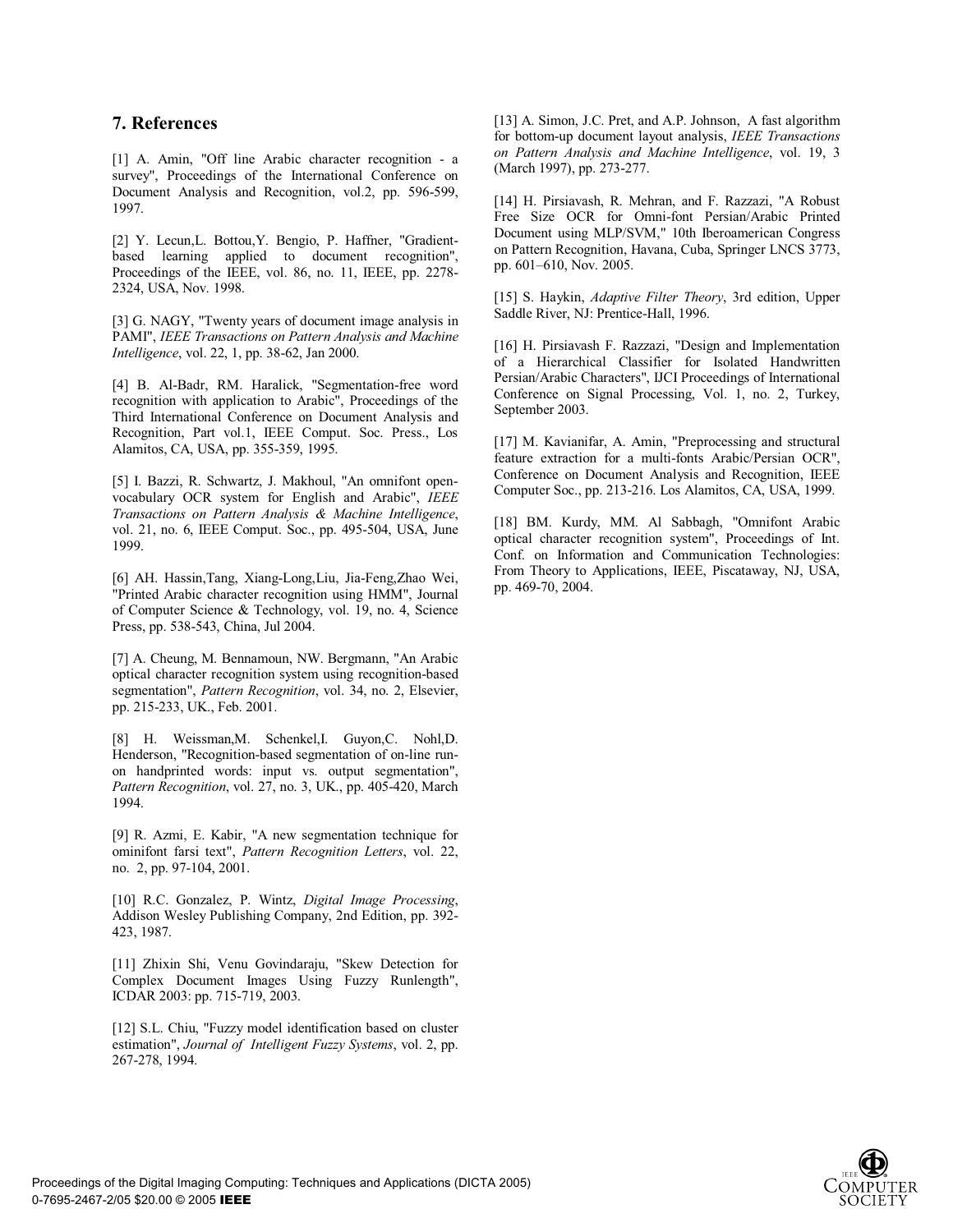## 7. References

[1] A. Amin, "Off line Arabic character recognition - a survey", Proceedings of the International Conference on Document Analysis and Recognition, vol.2, pp. 596-599, 1997.

[2] Y. Lecun,L. Bottou,Y. Bengio, P. Haffner, "Gradient-based learning applied to document recognition", Proceedings of the IEEE, vol. 86, no. 11, IEEE, pp. 2278-2324, USA, Nov. 1998.

[3] G. NAGY, "Twenty years of document image analysis in PAMI", *IEEE Transactions on Pattern Analysis and Machine Intelligence*, vol. 22, 1, pp. 38-62, Jan 2000.

[4] B. Al-Badr, RM. Haralick, "Segmentation-free word recognition with application to Arabic", Proceedings of the Third International Conference on Document Analysis and Recognition, Part vol.1, IEEE Comput. Soc. Press., Los Alamitos, CA, USA, pp. 355-359, 1995.

[5] I. Bazzi, R. Schwartz, J. Makhoul, "An omnifont open-vocabulary OCR system for English and Arabic", *IEEE Transactions on Pattern Analysis & Machine Intelligence*, vol. 21, no. 6, IEEE Comput. Soc., pp. 495-504, USA, June 1999.

[6] AH. Hassin,Tang, Xiang-Long,Liu, Jia-Feng,Zhao Wei, "Printed Arabic character recognition using HMM", Journal of Computer Science & Technology, vol. 19, no. 4, Science Press, pp. 538-543, China, Jul 2004.

[7] A. Cheung, M. Bennamoun, NW. Bergmann, "An Arabic optical character recognition system using recognition-based segmentation", *Pattern Recognition*, vol. 34, no. 2, Elsevier, pp. 215-233, UK., Feb. 2001.

[8] H. Weissman,M. Schenkel,I. Guyon,C. Nohl,D. Henderson, "Recognition-based segmentation of on-line run-on handprinted words: input vs. output segmentation", *Pattern Recognition*, vol. 27, no. 3, UK., pp. 405-420, March 1994.

[9] R. Azmi, E. Kabir, "A new segmentation technique for ominifont farsi text", *Pattern Recognition Letters*, vol. 22, no. 2, pp. 97-104, 2001.

[10] R.C. Gonzalez, P. Wintz, *Digital Image Processing*, Addison Wesley Publishing Company, 2nd Edition, pp. 392-423, 1987.

[11] Zhixin Shi, Venu Govindaraju, "Skew Detection for Complex Document Images Using Fuzzy Runlength", ICDAR 2003: pp. 715-719, 2003.

[12] S.L. Chiu, "Fuzzy model identification based on cluster estimation", *Journal of Intelligent Fuzzy Systems*, vol. 2, pp. 267-278, 1994.

[13] A. Simon, J.C. Pret, and A.P. Johnson, A fast algorithm for bottom-up document layout analysis, *IEEE Transactions on Pattern Analysis and Machine Intelligence*, vol. 19, 3 (March 1997), pp. 273-277.

[14] H. Pirsiavash, R. Mehran, and F. Razzazi, "A Robust Free Size OCR for Omni-font Persian/Arabic Printed Document using MLP/SVM," 10th Iberoamerican Congress on Pattern Recognition, Havana, Cuba, Springer LNCS 3773, pp. 601–610, Nov. 2005.

[15] S. Haykin, *Adaptive Filter Theory*, 3rd edition, Upper Saddle River, NJ: Prentice-Hall, 1996.

[16] H. Pirsiavash F. Razzazi, "Design and Implementation of a Hierarchical Classifier for Isolated Handwritten Persian/Arabic Characters", IJCI Proceedings of International Conference on Signal Processing, Vol. 1, no. 2, Turkey, September 2003.

[17] M. Kavianifar, A. Amin, "Preprocessing and structural feature extraction for a multi-fonts Arabic/Persian OCR", Conference on Document Analysis and Recognition, IEEE Computer Soc., pp. 213-216. Los Alamitos, CA, USA, 1999.

[18] BM. Kurdy, MM. Al Sabbagh, "Omnifont Arabic optical character recognition system", Proceedings of Int. Conf. on Information and Communication Technologies: From Theory to Applications, IEEE, Piscataway, NJ, USA, pp. 469-70, 2004.